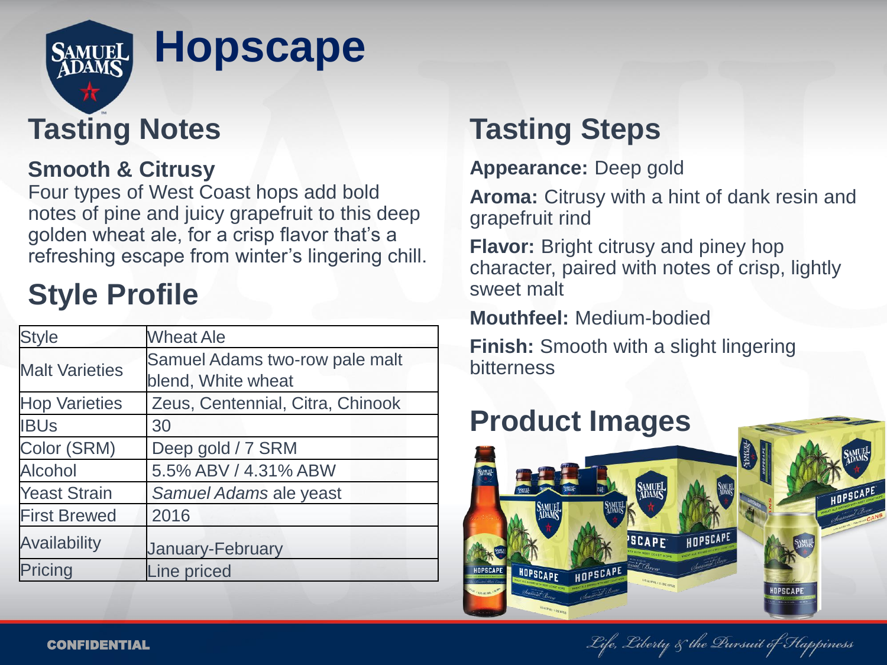# Hopscape

## Tasting Notes

### Smooth & Citrusy

Four types of West Coast hops add bold notes of pine and juicy grapefruit to this deep golden wheat ale, for a crisp flavor that's a refreshing escape from winter's lingering chill.

## Style Profile

| Style | Wheat Ale |
|---|---|
| Malt Varieties | Samuel Adams two-row pale malt blend, White wheat |
| Hop Varieties | Zeus, Centennial, Citra, Chinook |
| IBUs | 30 |
| Color (SRM) | Deep gold / 7 SRM |
| Alcohol | 5.5% ABV / 4.31% ABW |
| Yeast Strain | *Samuel Adams* ale yeast |
| First Brewed | 2016 |
| Availability | January-February |
| Pricing | Line priced |

## Tasting Steps

**Appearance:** Deep gold

**Aroma:** Citrusy with a hint of dank resin and grapefruit rind

**Flavor:** Bright citrusy and piney hop character, paired with notes of crisp, lightly sweet malt

**Mouthfeel:** Medium-bodied

**Finish:** Smooth with a slight lingering bitterness

## Product Images

CONFIDENTIAL

*Life, Liberty & the Pursuit of Happiness*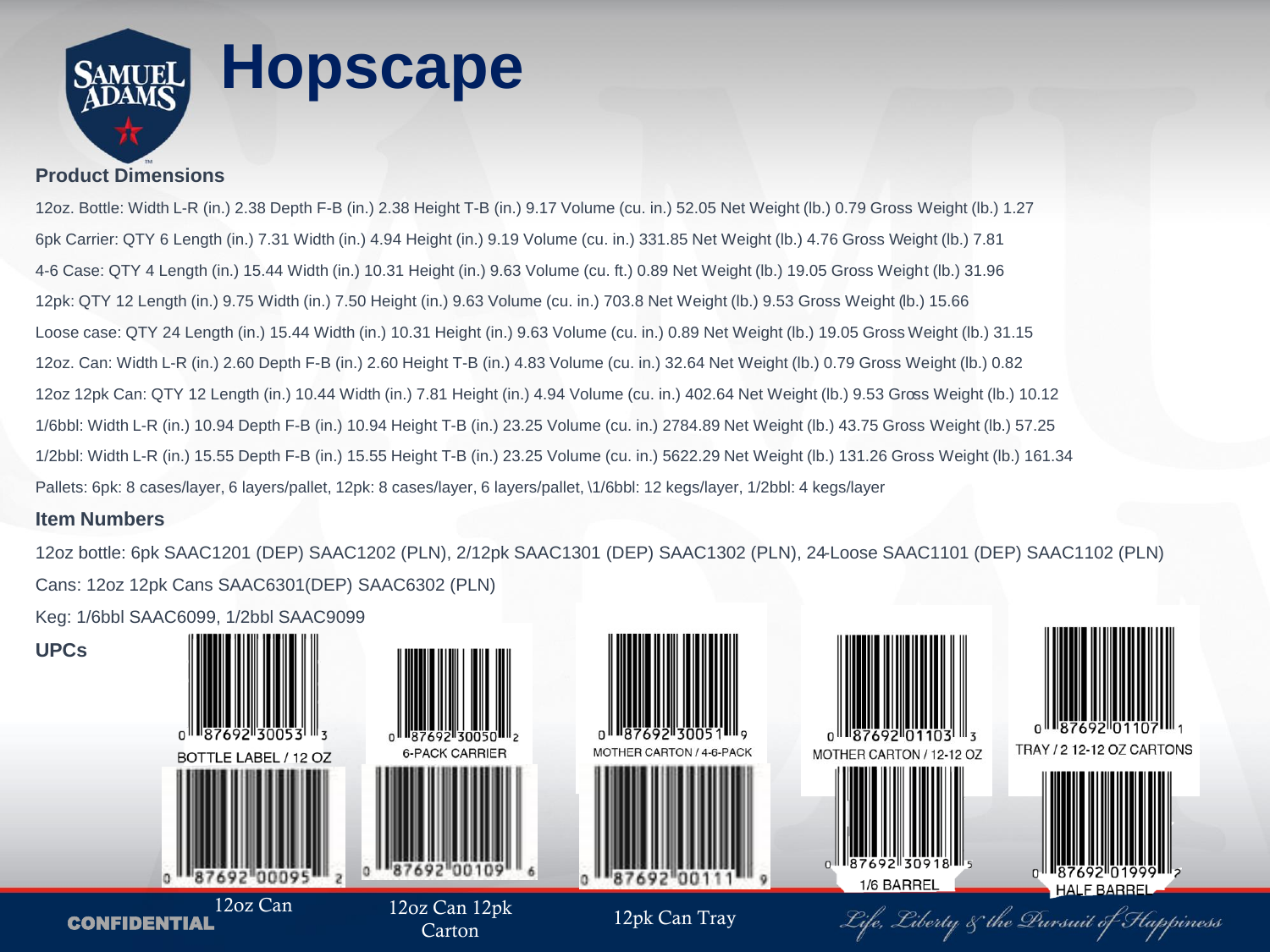# Hopscape

## Product Dimensions

12oz. Bottle: Width L-R (in.) 2.38 Depth F-B (in.) 2.38 Height T-B (in.) 9.17 Volume (cu. in.) 52.05 Net Weight (lb.) 0.79 Gross Weight (lb.) 1.27

6pk Carrier: QTY 6 Length (in.) 7.31 Width (in.) 4.94 Height (in.) 9.19 Volume (cu. in.) 331.85 Net Weight (lb.) 4.76 Gross Weight (lb.) 7.81

4-6 Case: QTY 4 Length (in.) 15.44 Width (in.) 10.31 Height (in.) 9.63 Volume (cu. ft.) 0.89 Net Weight (lb.) 19.05 Gross Weight (lb.) 31.96

12pk: QTY 12 Length (in.) 9.75 Width (in.) 7.50 Height (in.) 9.63 Volume (cu. in.) 703.8 Net Weight (lb.) 9.53 Gross Weight (lb.) 15.66

Loose case: QTY 24 Length (in.) 15.44 Width (in.) 10.31 Height (in.) 9.63 Volume (cu. in.) 0.89 Net Weight (lb.) 19.05 Gross Weight (lb.) 31.15

12oz. Can: Width L-R (in.) 2.60 Depth F-B (in.) 2.60 Height T-B (in.) 4.83 Volume (cu. in.) 32.64 Net Weight (lb.) 0.79 Gross Weight (lb.) 0.82

12oz 12pk Can: QTY 12 Length (in.) 10.44 Width (in.) 7.81 Height (in.) 4.94 Volume (cu. in.) 402.64 Net Weight (lb.) 9.53 Gross Weight (lb.) 10.12

1/6bbl: Width L-R (in.) 10.94 Depth F-B (in.) 10.94 Height T-B (in.) 23.25 Volume (cu. in.) 2784.89 Net Weight (lb.) 43.75 Gross Weight (lb.) 57.25

1/2bbl: Width L-R (in.) 15.55 Depth F-B (in.) 15.55 Height T-B (in.) 23.25 Volume (cu. in.) 5622.29 Net Weight (lb.) 131.26 Gross Weight (lb.) 161.34

Pallets: 6pk: 8 cases/layer, 6 layers/pallet, 12pk: 8 cases/layer, 6 layers/pallet, \1/6bbl: 12 kegs/layer, 1/2bbl: 4 kegs/layer

## Item Numbers

12oz bottle: 6pk SAAC1201 (DEP) SAAC1202 (PLN), 2/12pk SAAC1301 (DEP) SAAC1302 (PLN), 24-Loose SAAC1101 (DEP) SAAC1102 (PLN)

Cans: 12oz 12pk Cans SAAC6301(DEP) SAAC6302 (PLN)

Keg: 1/6bbl SAAC6099, 1/2bbl SAAC9099

## UPCs

0 87692 30053 3
BOTTLE LABEL / 12 OZ

0 87692 30050 2
6-PACK CARRIER

0 87692 30051 9
MOTHER CARTON / 4-6-PACK

0 87692 01103 3
MOTHER CARTON / 12-12 OZ

0 87692 01107 1
TRAY / 2 12-12 OZ CARTONS

0 87692 00095 2
12oz Can

0 87692 00109 6
12oz Can 12pk Carton

0 87692 00111 9
12pk Can Tray

0 87692 30918 5
1/6 BARREL

0 87692 01999 2
HALF BARREL

CONFIDENTIAL

Life, Liberty & the Pursuit of Happiness